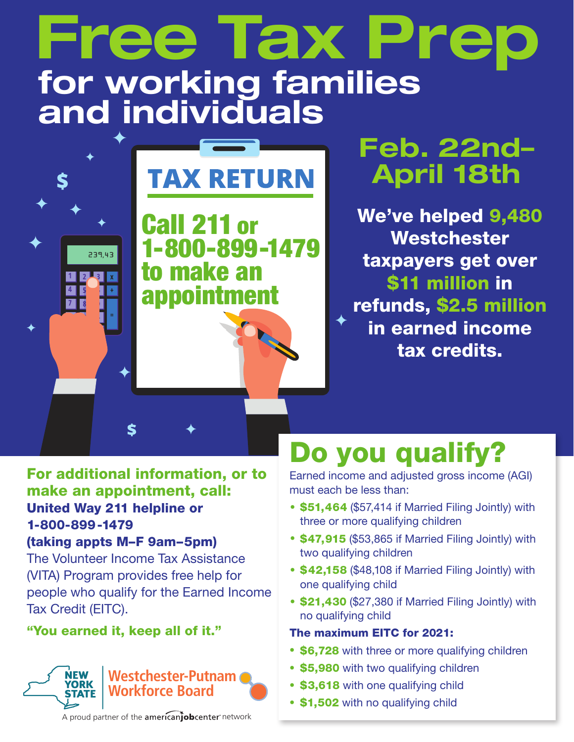# Free Tax Prep

## for working families and individuals

**TAX RETURN**

**Call 211 or 1-800-899-1479 to make an appointment**

## Feb. 22nd–April 18th

**We've helped 9,480 Westchester taxpayers get over $11 million in refunds, $2.5 million in earned income tax credits.**

**For additional information, or to make an appointment, call:**

**United Way 211 helpline or 1-800-899-1479**

**(taking appts M–F 9am–5pm)**

The Volunteer Income Tax Assistance (VITA) Program provides free help for people who qualify for the Earned Income Tax Credit (EITC).

**"You earned it, keep all of it."**

NEW YORK STATE | Westchester-Putnam Workforce Board

A proud partner of the americanjobcenter network

## Do you qualify?

Earned income and adjusted gross income (AGI) must each be less than:

- **$51,464** ($57,414 if Married Filing Jointly) with three or more qualifying children
- **$47,915** ($53,865 if Married Filing Jointly) with two qualifying children
- **$42,158** ($48,108 if Married Filing Jointly) with one qualifying child
- **$21,430** ($27,380 if Married Filing Jointly) with no qualifying child

**The maximum EITC for 2021:**

- **$6,728** with three or more qualifying children
- **$5,980** with two qualifying children
- **$3,618** with one qualifying child
- **$1,502** with no qualifying child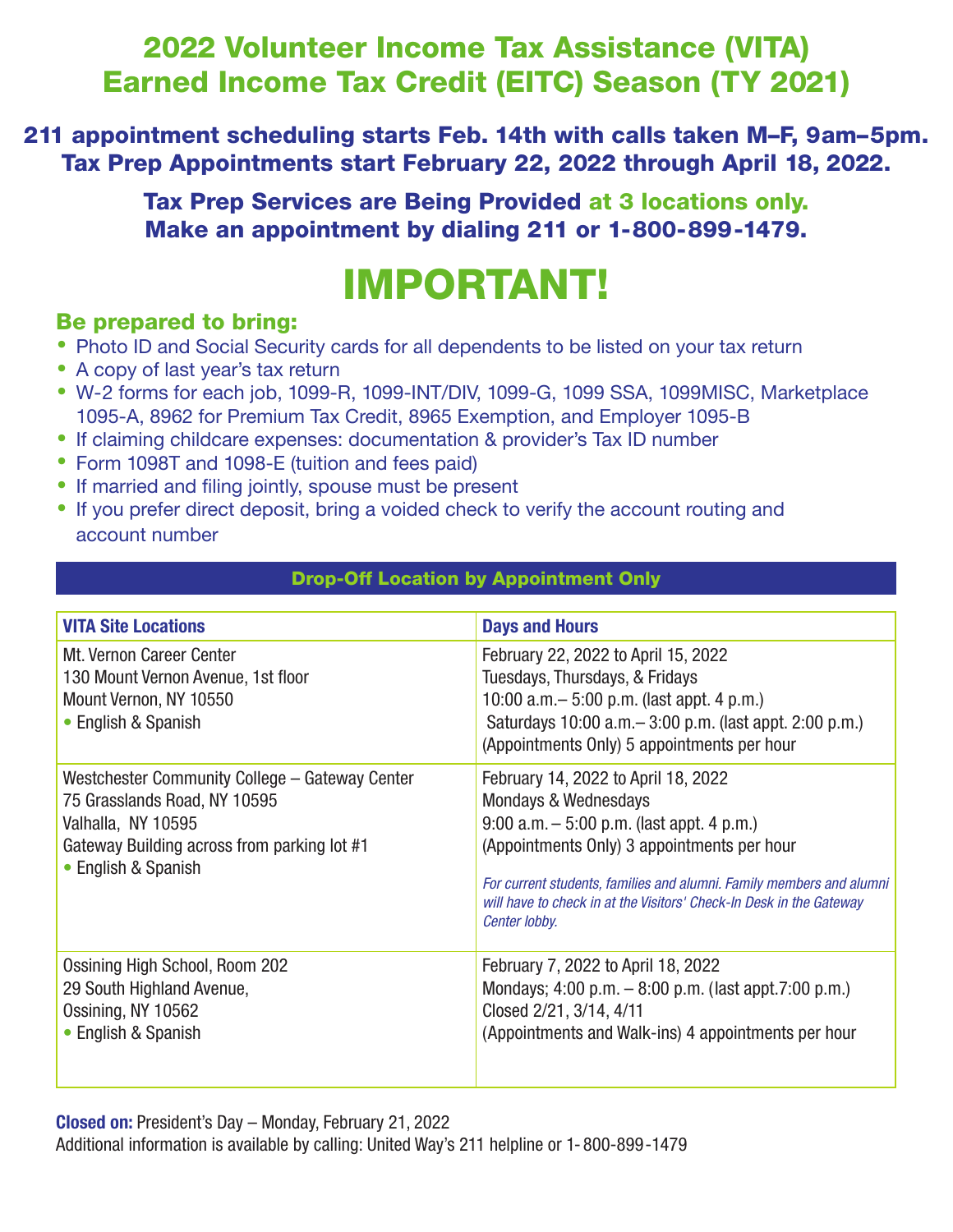# 2022 Volunteer Income Tax Assistance (VITA) Earned Income Tax Credit (EITC) Season (TY 2021)

**211 appointment scheduling starts Feb. 14th with calls taken M–F, 9am–5pm. Tax Prep Appointments start February 22, 2022 through April 18, 2022.**

**Tax Prep Services are Being Provided at 3 locations only. Make an appointment by dialing 211 or 1-800-899-1479.**

# IMPORTANT!

## Be prepared to bring:

- Photo ID and Social Security cards for all dependents to be listed on your tax return
- A copy of last year's tax return
- W-2 forms for each job, 1099-R, 1099-INT/DIV, 1099-G, 1099 SSA, 1099MISC, Marketplace 1095-A, 8962 for Premium Tax Credit, 8965 Exemption, and Employer 1095-B
- If claiming childcare expenses: documentation & provider's Tax ID number
- Form 1098T and 1098-E (tuition and fees paid)
- If married and filing jointly, spouse must be present
- If you prefer direct deposit, bring a voided check to verify the account routing and account number

**Drop-Off Location by Appointment Only**

| VITA Site Locations | Days and Hours |
|---|---|
| Mt. Vernon Career Center<br>130 Mount Vernon Avenue, 1st floor<br>Mount Vernon, NY 10550<br>• English & Spanish | February 22, 2022 to April 15, 2022<br>Tuesdays, Thursdays, & Fridays<br>10:00 a.m.– 5:00 p.m. (last appt. 4 p.m.)<br>Saturdays 10:00 a.m.– 3:00 p.m. (last appt. 2:00 p.m.)<br>(Appointments Only) 5 appointments per hour |
| Westchester Community College – Gateway Center<br>75 Grasslands Road, NY 10595<br>Valhalla, NY 10595<br>Gateway Building across from parking lot #1<br>• English & Spanish | February 14, 2022 to April 18, 2022<br>Mondays & Wednesdays<br>9:00 a.m. – 5:00 p.m. (last appt. 4 p.m.)<br>(Appointments Only) 3 appointments per hour<br>*For current students, families and alumni. Family members and alumni will have to check in at the Visitors' Check-In Desk in the Gateway Center lobby.* |
| Ossining High School, Room 202<br>29 South Highland Avenue,<br>Ossining, NY 10562<br>• English & Spanish | February 7, 2022 to April 18, 2022<br>Mondays; 4:00 p.m. – 8:00 p.m. (last appt.7:00 p.m.)<br>Closed 2/21, 3/14, 4/11<br>(Appointments and Walk-ins) 4 appointments per hour |

**Closed on:** President's Day – Monday, February 21, 2022

Additional information is available by calling: United Way's 211 helpline or 1-800-899-1479